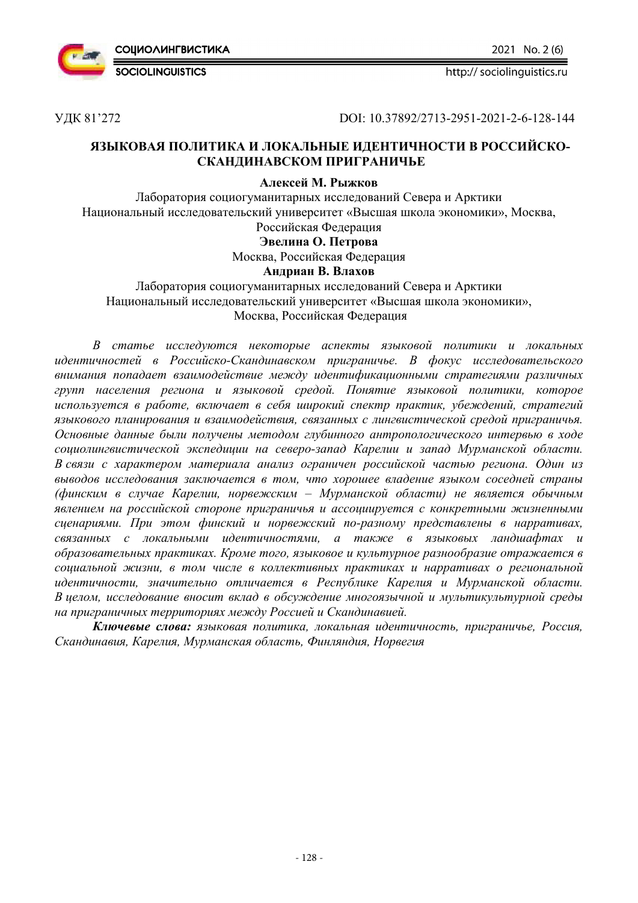УДК 81’272

DOI: 10.37892/2713-2951-2021-2-6-128-144

# ЯЗЫКОВАЯ ПОЛИТИКА И ЛОКАЛЬНЫЕ ИДЕНТИЧНОСТИ В РОССИЙСКО-СКАНДИНАВСКОМ ПРИГРАНИЧЬЕ

**Алексей М. Рыжков**

Лаборатория социогуманитарных исследований Севера и Арктики
Национальный исследовательский университет «Высшая школа экономики», Москва, Российская Федерация

**Эвелина О. Петрова**

Москва, Российская Федерация

**Андриан В. Влахов**

Лаборатория социогуманитарных исследований Севера и Арктики
Национальный исследовательский университет «Высшая школа экономики», Москва, Российская Федерация

*В статье исследуются некоторые аспекты языковой политики и локальных идентичностей в Российско-Скандинавском приграничье. В фокус исследовательского внимания попадает взаимодействие между идентификационными стратегиями различных групп населения региона и языковой средой. Понятие языковой политики, которое используется в работе, включает в себя широкий спектр практик, убеждений, стратегий языкового планирования и взаимодействия, связанных с лингвистической средой приграничья. Основные данные были получены методом глубинного антропологического интервью в ходе социолингвистической экспедиции на северо-запад Карелии и запад Мурманской области. В связи с характером материала анализ ограничен российской частью региона. Один из выводов исследования заключается в том, что хорошее владение языком соседней страны (финским в случае Карелии, норвежским – Мурманской области) не является обычным явлением на российской стороне приграничья и ассоциируется с конкретными жизненными сценариями. При этом финский и норвежский по-разному представлены в нарративах, связанных с локальными идентичностями, а также в языковых ландшафтах и образовательных практиках. Кроме того, языковое и культурное разнообразие отражается в социальной жизни, в том числе в коллективных практиках и нарративах о региональной идентичности, значительно отличается в Республике Карелия и Мурманской области. В целом, исследование вносит вклад в обсуждение многоязычной и мультикультурной среды на приграничных территориях между Россией и Скандинавией.*

***Ключевые слова:*** *языковая политика, локальная идентичность, приграничье, Россия, Скандинавия, Карелия, Мурманская область, Финляндия, Норвегия*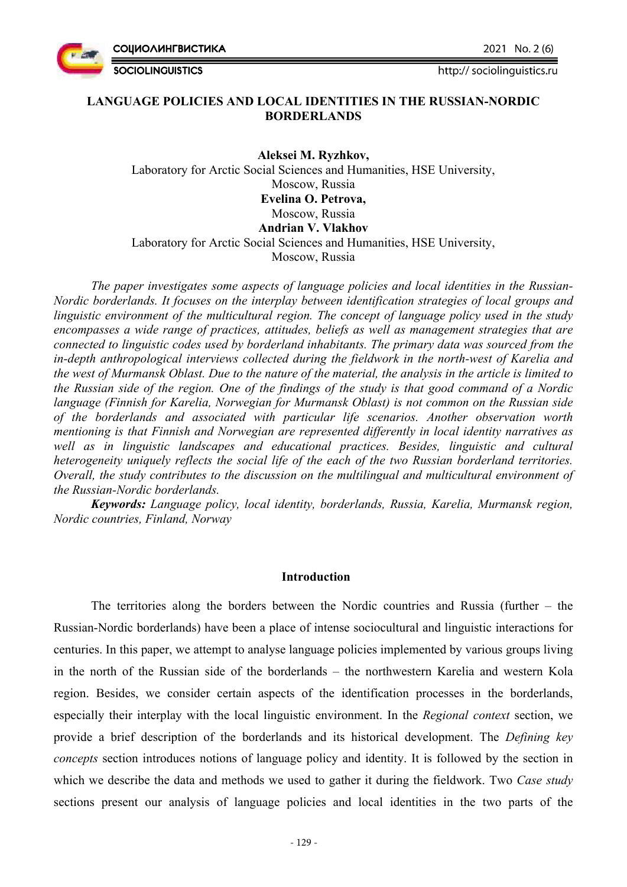# LANGUAGE POLICIES AND LOCAL IDENTITIES IN THE RUSSIAN-NORDIC BORDERLANDS

**Aleksei M. Ryzhkov,**
Laboratory for Arctic Social Sciences and Humanities, HSE University,
Moscow, Russia
**Evelina O. Petrova,**
Moscow, Russia
**Andrian V. Vlakhov**
Laboratory for Arctic Social Sciences and Humanities, HSE University,
Moscow, Russia

*The paper investigates some aspects of language policies and local identities in the Russian-Nordic borderlands. It focuses on the interplay between identification strategies of local groups and linguistic environment of the multicultural region. The concept of language policy used in the study encompasses a wide range of practices, attitudes, beliefs as well as management strategies that are connected to linguistic codes used by borderland inhabitants. The primary data was sourced from the in-depth anthropological interviews collected during the fieldwork in the north-west of Karelia and the west of Murmansk Oblast. Due to the nature of the material, the analysis in the article is limited to the Russian side of the region. One of the findings of the study is that good command of a Nordic language (Finnish for Karelia, Norwegian for Murmansk Oblast) is not common on the Russian side of the borderlands and associated with particular life scenarios. Another observation worth mentioning is that Finnish and Norwegian are represented differently in local identity narratives as well as in linguistic landscapes and educational practices. Besides, linguistic and cultural heterogeneity uniquely reflects the social life of the each of the two Russian borderland territories. Overall, the study contributes to the discussion on the multilingual and multicultural environment of the Russian-Nordic borderlands.*

***Keywords:*** *Language policy, local identity, borderlands, Russia, Karelia, Murmansk region, Nordic countries, Finland, Norway*

## Introduction

The territories along the borders between the Nordic countries and Russia (further – the Russian-Nordic borderlands) have been a place of intense sociocultural and linguistic interactions for centuries. In this paper, we attempt to analyse language policies implemented by various groups living in the north of the Russian side of the borderlands – the northwestern Karelia and western Kola region. Besides, we consider certain aspects of the identification processes in the borderlands, especially their interplay with the local linguistic environment. In the *Regional context* section, we provide a brief description of the borderlands and its historical development. The *Defining key concepts* section introduces notions of language policy and identity. It is followed by the section in which we describe the data and methods we used to gather it during the fieldwork. Two *Case study* sections present our analysis of language policies and local identities in the two parts of the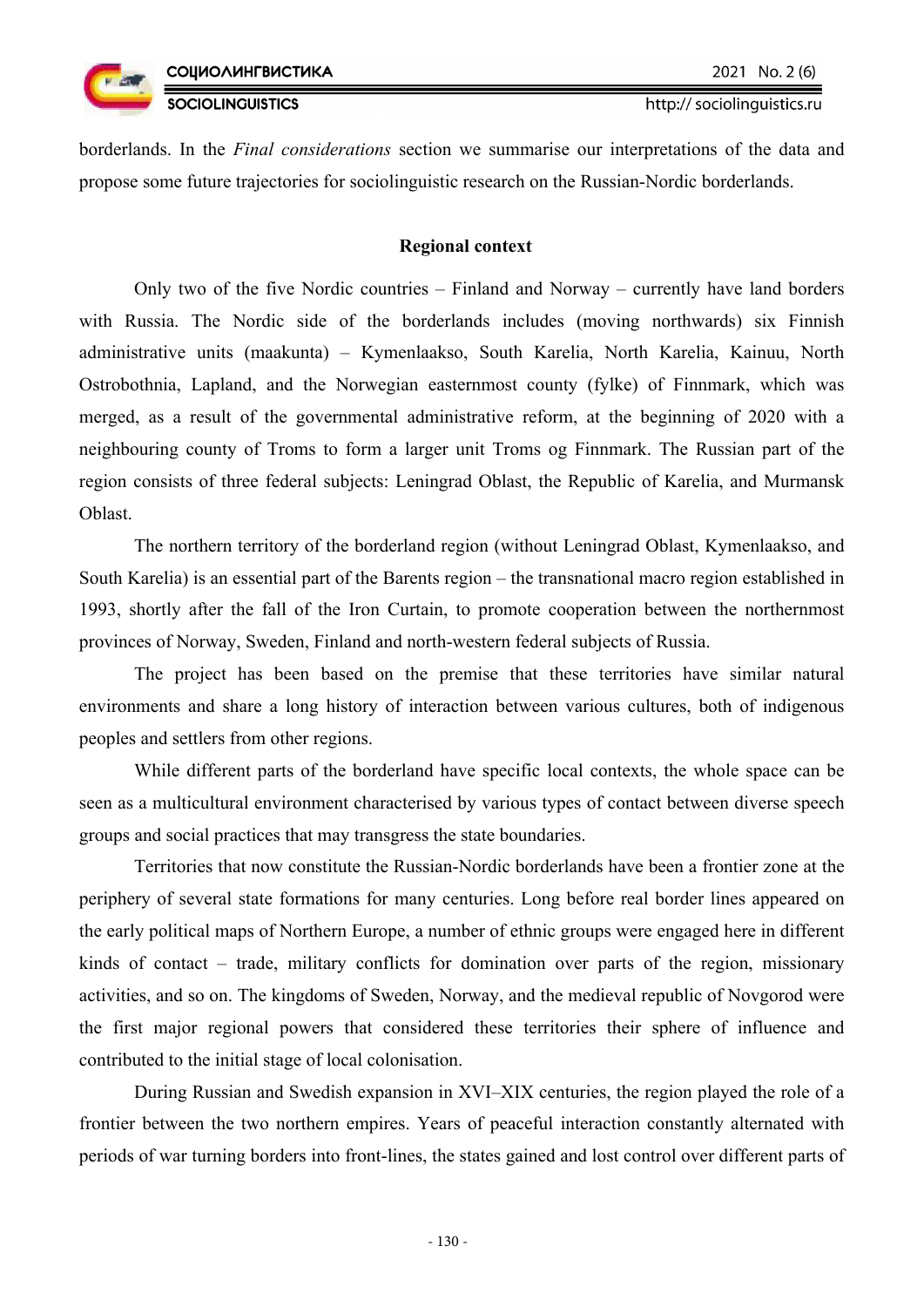borderlands. In the *Final considerations* section we summarise our interpretations of the data and propose some future trajectories for sociolinguistic research on the Russian-Nordic borderlands.

## Regional context

Only two of the five Nordic countries – Finland and Norway – currently have land borders with Russia. The Nordic side of the borderlands includes (moving northwards) six Finnish administrative units (maakunta) – Kymenlaakso, South Karelia, North Karelia, Kainuu, North Ostrobothnia, Lapland, and the Norwegian easternmost county (fylke) of Finnmark, which was merged, as a result of the governmental administrative reform, at the beginning of 2020 with a neighbouring county of Troms to form a larger unit Troms og Finnmark. The Russian part of the region consists of three federal subjects: Leningrad Oblast, the Republic of Karelia, and Murmansk Oblast.

The northern territory of the borderland region (without Leningrad Oblast, Kymenlaakso, and South Karelia) is an essential part of the Barents region – the transnational macro region established in 1993, shortly after the fall of the Iron Curtain, to promote cooperation between the northernmost provinces of Norway, Sweden, Finland and north-western federal subjects of Russia.

The project has been based on the premise that these territories have similar natural environments and share a long history of interaction between various cultures, both of indigenous peoples and settlers from other regions.

While different parts of the borderland have specific local contexts, the whole space can be seen as a multicultural environment characterised by various types of contact between diverse speech groups and social practices that may transgress the state boundaries.

Territories that now constitute the Russian-Nordic borderlands have been a frontier zone at the periphery of several state formations for many centuries. Long before real border lines appeared on the early political maps of Northern Europe, a number of ethnic groups were engaged here in different kinds of contact – trade, military conflicts for domination over parts of the region, missionary activities, and so on. The kingdoms of Sweden, Norway, and the medieval republic of Novgorod were the first major regional powers that considered these territories their sphere of influence and contributed to the initial stage of local colonisation.

During Russian and Swedish expansion in XVI–XIX centuries, the region played the role of a frontier between the two northern empires. Years of peaceful interaction constantly alternated with periods of war turning borders into front-lines, the states gained and lost control over different parts of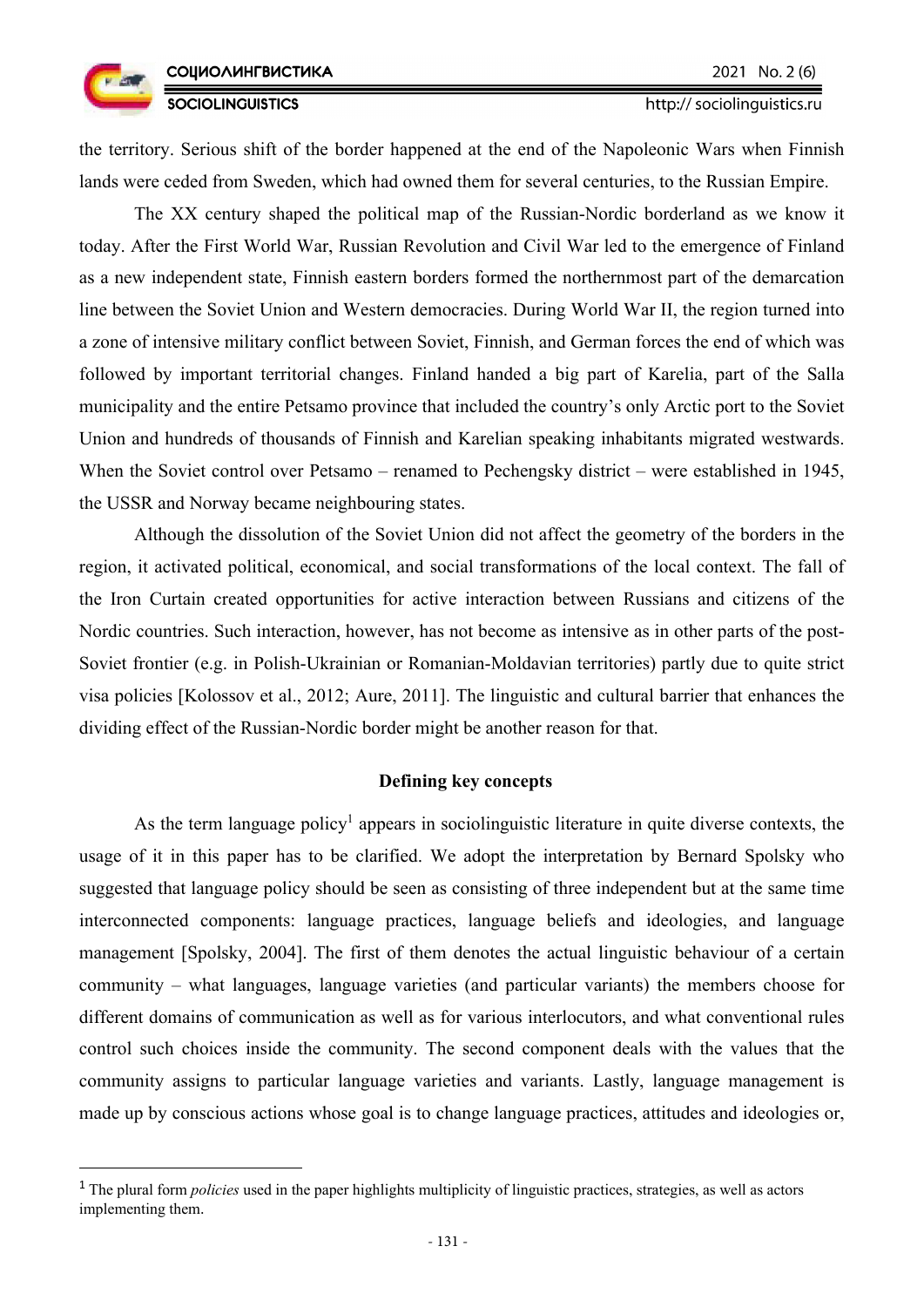the territory. Serious shift of the border happened at the end of the Napoleonic Wars when Finnish lands were ceded from Sweden, which had owned them for several centuries, to the Russian Empire.

The XX century shaped the political map of the Russian-Nordic borderland as we know it today. After the First World War, Russian Revolution and Civil War led to the emergence of Finland as a new independent state, Finnish eastern borders formed the northernmost part of the demarcation line between the Soviet Union and Western democracies. During World War II, the region turned into a zone of intensive military conflict between Soviet, Finnish, and German forces the end of which was followed by important territorial changes. Finland handed a big part of Karelia, part of the Salla municipality and the entire Petsamo province that included the country's only Arctic port to the Soviet Union and hundreds of thousands of Finnish and Karelian speaking inhabitants migrated westwards. When the Soviet control over Petsamo – renamed to Pechengsky district – were established in 1945, the USSR and Norway became neighbouring states.

Although the dissolution of the Soviet Union did not affect the geometry of the borders in the region, it activated political, economical, and social transformations of the local context. The fall of the Iron Curtain created opportunities for active interaction between Russians and citizens of the Nordic countries. Such interaction, however, has not become as intensive as in other parts of the post-Soviet frontier (e.g. in Polish-Ukrainian or Romanian-Moldavian territories) partly due to quite strict visa policies [Kolossov et al., 2012; Aure, 2011]. The linguistic and cultural barrier that enhances the dividing effect of the Russian-Nordic border might be another reason for that.

## Defining key concepts

As the term language policy[1] appears in sociolinguistic literature in quite diverse contexts, the usage of it in this paper has to be clarified. We adopt the interpretation by Bernard Spolsky who suggested that language policy should be seen as consisting of three independent but at the same time interconnected components: language practices, language beliefs and ideologies, and language management [Spolsky, 2004]. The first of them denotes the actual linguistic behaviour of a certain community – what languages, language varieties (and particular variants) the members choose for different domains of communication as well as for various interlocutors, and what conventional rules control such choices inside the community. The second component deals with the values that the community assigns to particular language varieties and variants. Lastly, language management is made up by conscious actions whose goal is to change language practices, attitudes and ideologies or,

[1] The plural form *policies* used in the paper highlights multiplicity of linguistic practices, strategies, as well as actors implementing them.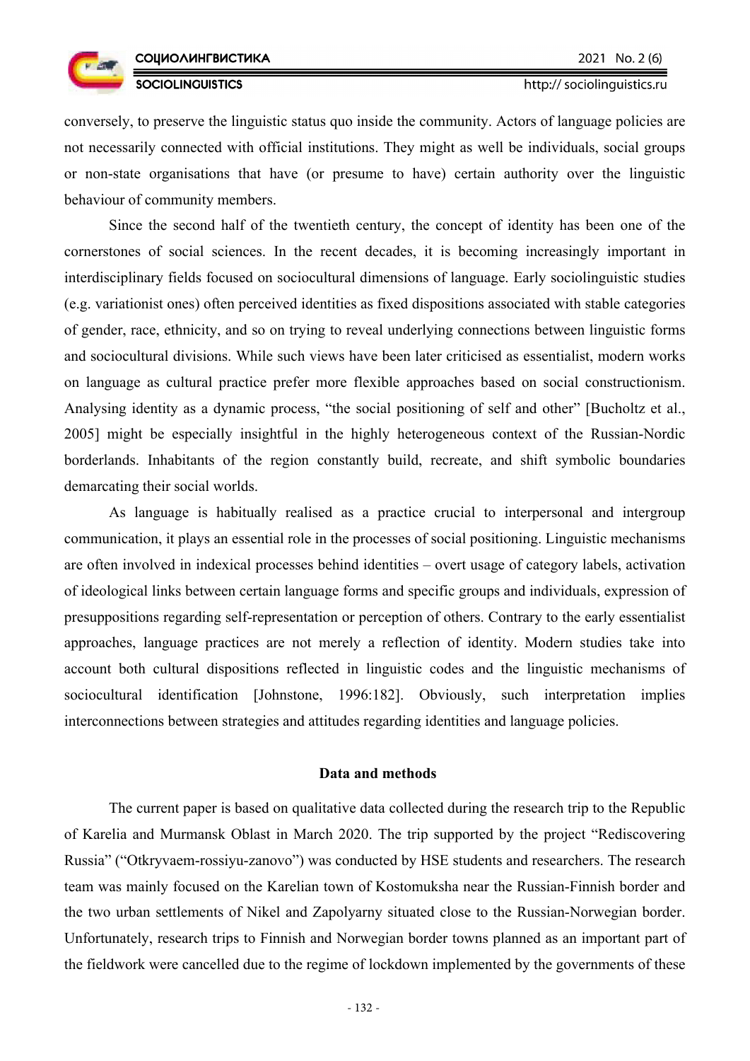conversely, to preserve the linguistic status quo inside the community. Actors of language policies are not necessarily connected with official institutions. They might as well be individuals, social groups or non-state organisations that have (or presume to have) certain authority over the linguistic behaviour of community members.

Since the second half of the twentieth century, the concept of identity has been one of the cornerstones of social sciences. In the recent decades, it is becoming increasingly important in interdisciplinary fields focused on sociocultural dimensions of language. Early sociolinguistic studies (e.g. variationist ones) often perceived identities as fixed dispositions associated with stable categories of gender, race, ethnicity, and so on trying to reveal underlying connections between linguistic forms and sociocultural divisions. While such views have been later criticised as essentialist, modern works on language as cultural practice prefer more flexible approaches based on social constructionism. Analysing identity as a dynamic process, "the social positioning of self and other" [Bucholtz et al., 2005] might be especially insightful in the highly heterogeneous context of the Russian-Nordic borderlands. Inhabitants of the region constantly build, recreate, and shift symbolic boundaries demarcating their social worlds.

As language is habitually realised as a practice crucial to interpersonal and intergroup communication, it plays an essential role in the processes of social positioning. Linguistic mechanisms are often involved in indexical processes behind identities – overt usage of category labels, activation of ideological links between certain language forms and specific groups and individuals, expression of presuppositions regarding self-representation or perception of others. Contrary to the early essentialist approaches, language practices are not merely a reflection of identity. Modern studies take into account both cultural dispositions reflected in linguistic codes and the linguistic mechanisms of sociocultural identification [Johnstone, 1996:182]. Obviously, such interpretation implies interconnections between strategies and attitudes regarding identities and language policies.

## Data and methods

The current paper is based on qualitative data collected during the research trip to the Republic of Karelia and Murmansk Oblast in March 2020. The trip supported by the project "Rediscovering Russia" ("Otkryvaem-rossiyu-zanovo") was conducted by HSE students and researchers. The research team was mainly focused on the Karelian town of Kostomuksha near the Russian-Finnish border and the two urban settlements of Nikel and Zapolyarny situated close to the Russian-Norwegian border. Unfortunately, research trips to Finnish and Norwegian border towns planned as an important part of the fieldwork were cancelled due to the regime of lockdown implemented by the governments of these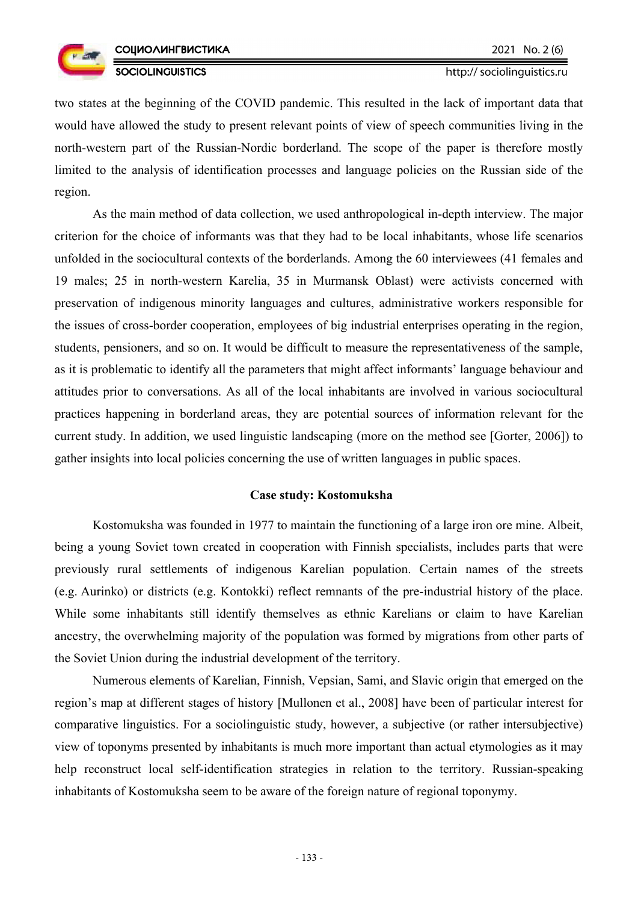two states at the beginning of the COVID pandemic. This resulted in the lack of important data that would have allowed the study to present relevant points of view of speech communities living in the north-western part of the Russian-Nordic borderland. The scope of the paper is therefore mostly limited to the analysis of identification processes and language policies on the Russian side of the region.

As the main method of data collection, we used anthropological in-depth interview. The major criterion for the choice of informants was that they had to be local inhabitants, whose life scenarios unfolded in the sociocultural contexts of the borderlands. Among the 60 interviewees (41 females and 19 males; 25 in north-western Karelia, 35 in Murmansk Oblast) were activists concerned with preservation of indigenous minority languages and cultures, administrative workers responsible for the issues of cross-border cooperation, employees of big industrial enterprises operating in the region, students, pensioners, and so on. It would be difficult to measure the representativeness of the sample, as it is problematic to identify all the parameters that might affect informants' language behaviour and attitudes prior to conversations. As all of the local inhabitants are involved in various sociocultural practices happening in borderland areas, they are potential sources of information relevant for the current study. In addition, we used linguistic landscaping (more on the method see [Gorter, 2006]) to gather insights into local policies concerning the use of written languages in public spaces.

### Case study: Kostomuksha

Kostomuksha was founded in 1977 to maintain the functioning of a large iron ore mine. Albeit, being a young Soviet town created in cooperation with Finnish specialists, includes parts that were previously rural settlements of indigenous Karelian population. Certain names of the streets (e.g. Aurinko) or districts (e.g. Kontokki) reflect remnants of the pre-industrial history of the place. While some inhabitants still identify themselves as ethnic Karelians or claim to have Karelian ancestry, the overwhelming majority of the population was formed by migrations from other parts of the Soviet Union during the industrial development of the territory.

Numerous elements of Karelian, Finnish, Vepsian, Sami, and Slavic origin that emerged on the region's map at different stages of history [Mullonen et al., 2008] have been of particular interest for comparative linguistics. For a sociolinguistic study, however, a subjective (or rather intersubjective) view of toponyms presented by inhabitants is much more important than actual etymologies as it may help reconstruct local self-identification strategies in relation to the territory. Russian-speaking inhabitants of Kostomuksha seem to be aware of the foreign nature of regional toponymy.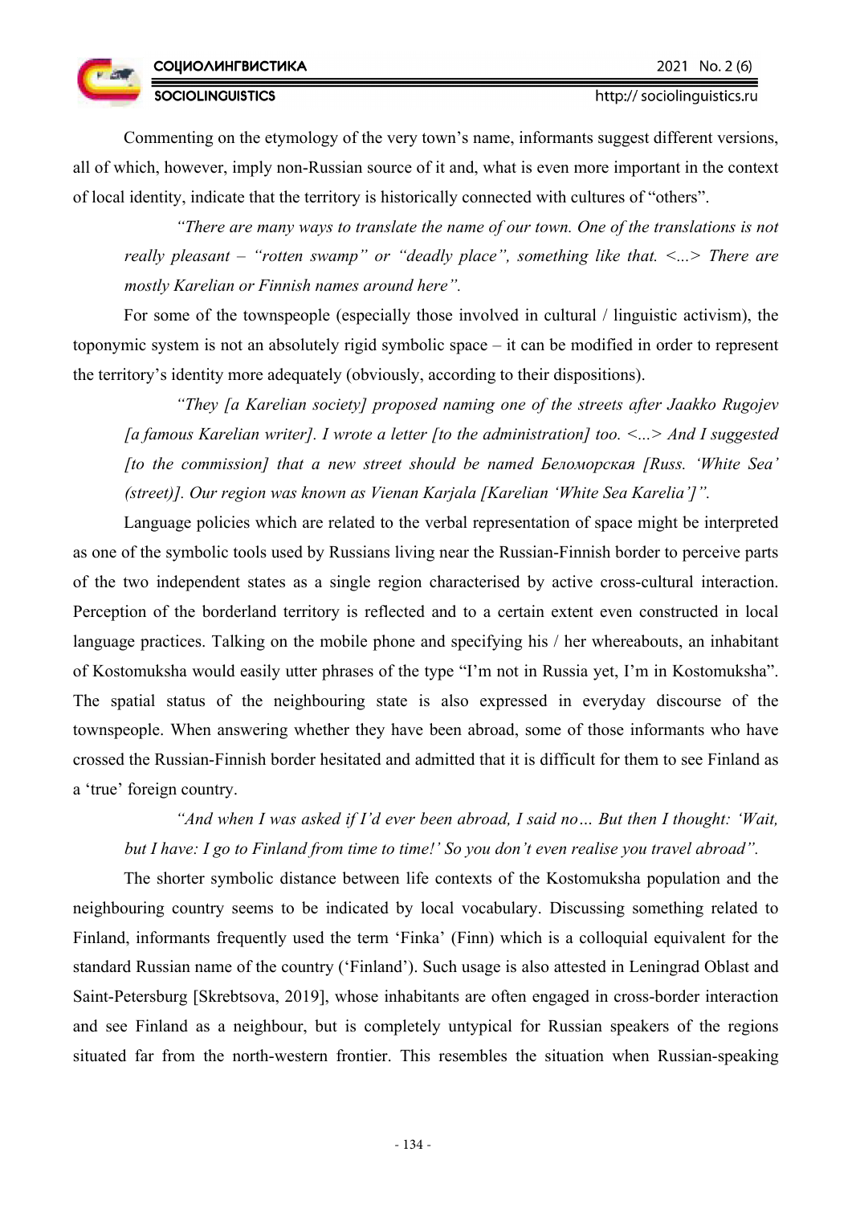Commenting on the etymology of the very town's name, informants suggest different versions, all of which, however, imply non-Russian source of it and, what is even more important in the context of local identity, indicate that the territory is historically connected with cultures of "others".

> *"There are many ways to translate the name of our town. One of the translations is not really pleasant – "rotten swamp" or "deadly place", something like that. <...> There are mostly Karelian or Finnish names around here".*

For some of the townspeople (especially those involved in cultural / linguistic activism), the toponymic system is not an absolutely rigid symbolic space – it can be modified in order to represent the territory's identity more adequately (obviously, according to their dispositions).

> *"They [a Karelian society] proposed naming one of the streets after Jaakko Rugojev [a famous Karelian writer]. I wrote a letter [to the administration] too. <...> And I suggested [to the commission] that a new street should be named Беломорская [Russ. 'White Sea' (street)]. Our region was known as Vienan Karjala [Karelian 'White Sea Karelia']".*

Language policies which are related to the verbal representation of space might be interpreted as one of the symbolic tools used by Russians living near the Russian-Finnish border to perceive parts of the two independent states as a single region characterised by active cross-cultural interaction. Perception of the borderland territory is reflected and to a certain extent even constructed in local language practices. Talking on the mobile phone and specifying his / her whereabouts, an inhabitant of Kostomuksha would easily utter phrases of the type "I'm not in Russia yet, I'm in Kostomuksha". The spatial status of the neighbouring state is also expressed in everyday discourse of the townspeople. When answering whether they have been abroad, some of those informants who have crossed the Russian-Finnish border hesitated and admitted that it is difficult for them to see Finland as a 'true' foreign country.

> *"And when I was asked if I'd ever been abroad, I said no… But then I thought: 'Wait, but I have: I go to Finland from time to time!' So you don't even realise you travel abroad".*

The shorter symbolic distance between life contexts of the Kostomuksha population and the neighbouring country seems to be indicated by local vocabulary. Discussing something related to Finland, informants frequently used the term 'Finka' (Finn) which is a colloquial equivalent for the standard Russian name of the country ('Finland'). Such usage is also attested in Leningrad Oblast and Saint-Petersburg [Skrebtsova, 2019], whose inhabitants are often engaged in cross-border interaction and see Finland as a neighbour, but is completely untypical for Russian speakers of the regions situated far from the north-western frontier. This resembles the situation when Russian-speaking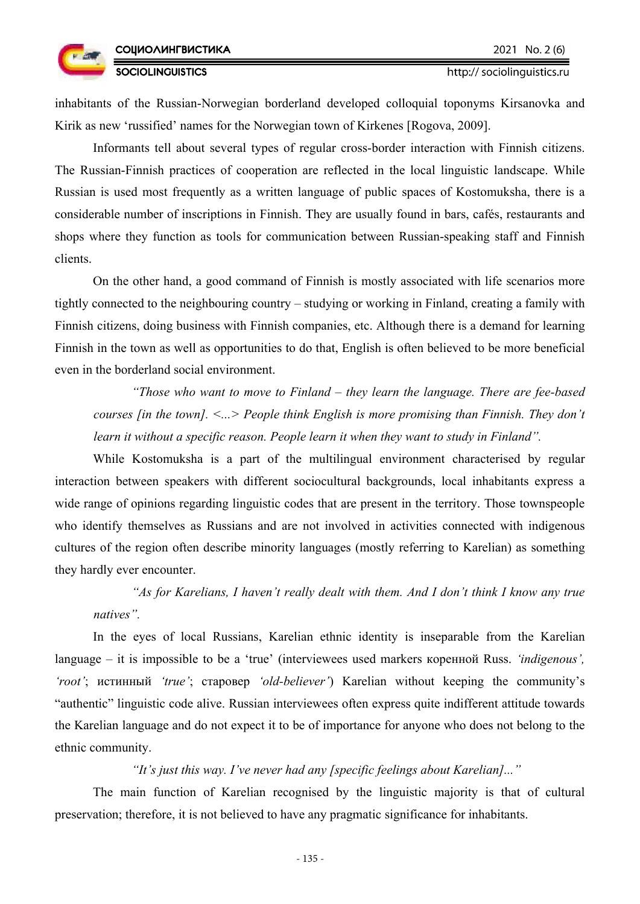inhabitants of the Russian-Norwegian borderland developed colloquial toponyms Kirsanovka and Kirik as new 'russified' names for the Norwegian town of Kirkenes [Rogova, 2009].

Informants tell about several types of regular cross-border interaction with Finnish citizens. The Russian-Finnish practices of cooperation are reflected in the local linguistic landscape. While Russian is used most frequently as a written language of public spaces of Kostomuksha, there is a considerable number of inscriptions in Finnish. They are usually found in bars, cafés, restaurants and shops where they function as tools for communication between Russian-speaking staff and Finnish clients.

On the other hand, a good command of Finnish is mostly associated with life scenarios more tightly connected to the neighbouring country – studying or working in Finland, creating a family with Finnish citizens, doing business with Finnish companies, etc. Although there is a demand for learning Finnish in the town as well as opportunities to do that, English is often believed to be more beneficial even in the borderland social environment.

> *"Those who want to move to Finland – they learn the language. There are fee-based courses [in the town]. <...> People think English is more promising than Finnish. They don't learn it without a specific reason. People learn it when they want to study in Finland".*

While Kostomuksha is a part of the multilingual environment characterised by regular interaction between speakers with different sociocultural backgrounds, local inhabitants express a wide range of opinions regarding linguistic codes that are present in the territory. Those townspeople who identify themselves as Russians and are not involved in activities connected with indigenous cultures of the region often describe minority languages (mostly referring to Karelian) as something they hardly ever encounter.

> *"As for Karelians, I haven't really dealt with them. And I don't think I know any true natives".*

In the eyes of local Russians, Karelian ethnic identity is inseparable from the Karelian language – it is impossible to be a 'true' (interviewees used markers коренной Russ. *'indigenous', 'root'*; истинный *'true'*; старовер *'old-believer'*) Karelian without keeping the community's "authentic" linguistic code alive. Russian interviewees often express quite indifferent attitude towards the Karelian language and do not expect it to be of importance for anyone who does not belong to the ethnic community.

> *"It's just this way. I've never had any [specific feelings about Karelian]..."*

The main function of Karelian recognised by the linguistic majority is that of cultural preservation; therefore, it is not believed to have any pragmatic significance for inhabitants.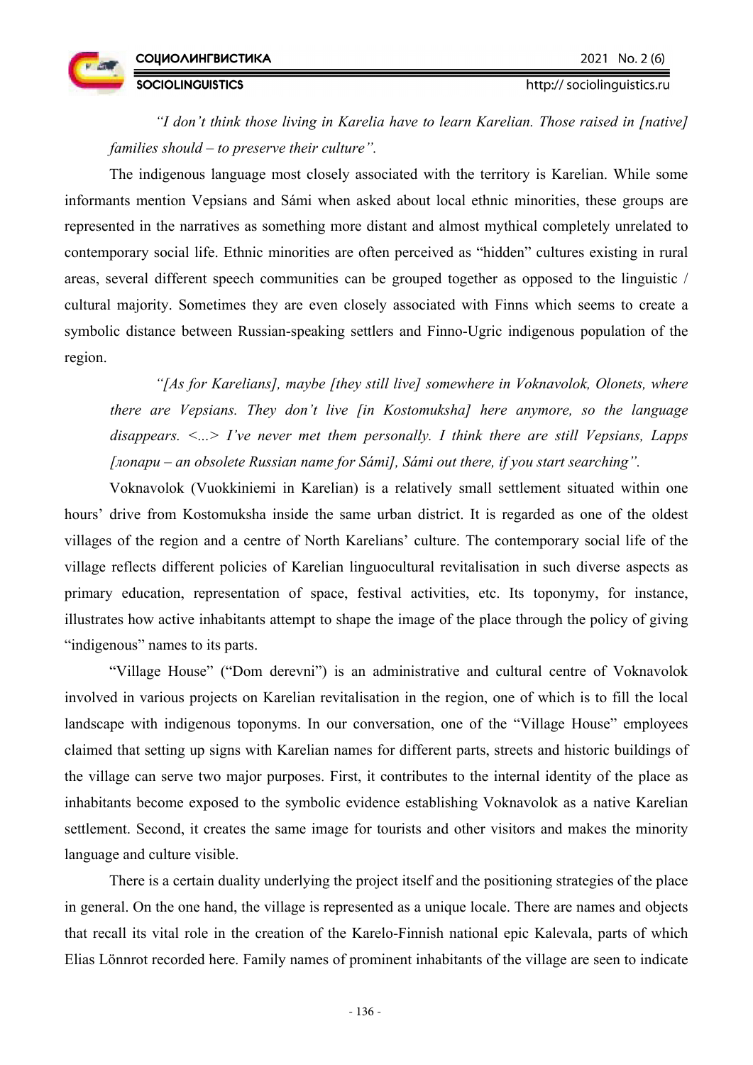*"I don't think those living in Karelia have to learn Karelian. Those raised in [native] families should – to preserve their culture".*

The indigenous language most closely associated with the territory is Karelian. While some informants mention Vepsians and Sámi when asked about local ethnic minorities, these groups are represented in the narratives as something more distant and almost mythical completely unrelated to contemporary social life. Ethnic minorities are often perceived as "hidden" cultures existing in rural areas, several different speech communities can be grouped together as opposed to the linguistic / cultural majority. Sometimes they are even closely associated with Finns which seems to create a symbolic distance between Russian-speaking settlers and Finno-Ugric indigenous population of the region.

*"[As for Karelians], maybe [they still live] somewhere in Voknavolok, Olonets, where there are Vepsians. They don't live [in Kostomuksha] here anymore, so the language disappears. <...> I've never met them personally. I think there are still Vepsians, Lapps [лопари – an obsolete Russian name for Sámi], Sámi out there, if you start searching".*

Voknavolok (Vuokkiniemi in Karelian) is a relatively small settlement situated within one hours' drive from Kostomuksha inside the same urban district. It is regarded as one of the oldest villages of the region and a centre of North Karelians' culture. The contemporary social life of the village reflects different policies of Karelian linguocultural revitalisation in such diverse aspects as primary education, representation of space, festival activities, etc. Its toponymy, for instance, illustrates how active inhabitants attempt to shape the image of the place through the policy of giving "indigenous" names to its parts.

"Village House" ("Dom derevni") is an administrative and cultural centre of Voknavolok involved in various projects on Karelian revitalisation in the region, one of which is to fill the local landscape with indigenous toponyms. In our conversation, one of the "Village House" employees claimed that setting up signs with Karelian names for different parts, streets and historic buildings of the village can serve two major purposes. First, it contributes to the internal identity of the place as inhabitants become exposed to the symbolic evidence establishing Voknavolok as a native Karelian settlement. Second, it creates the same image for tourists and other visitors and makes the minority language and culture visible.

There is a certain duality underlying the project itself and the positioning strategies of the place in general. On the one hand, the village is represented as a unique locale. There are names and objects that recall its vital role in the creation of the Karelo-Finnish national epic Kalevala, parts of which Elias Lönnrot recorded here. Family names of prominent inhabitants of the village are seen to indicate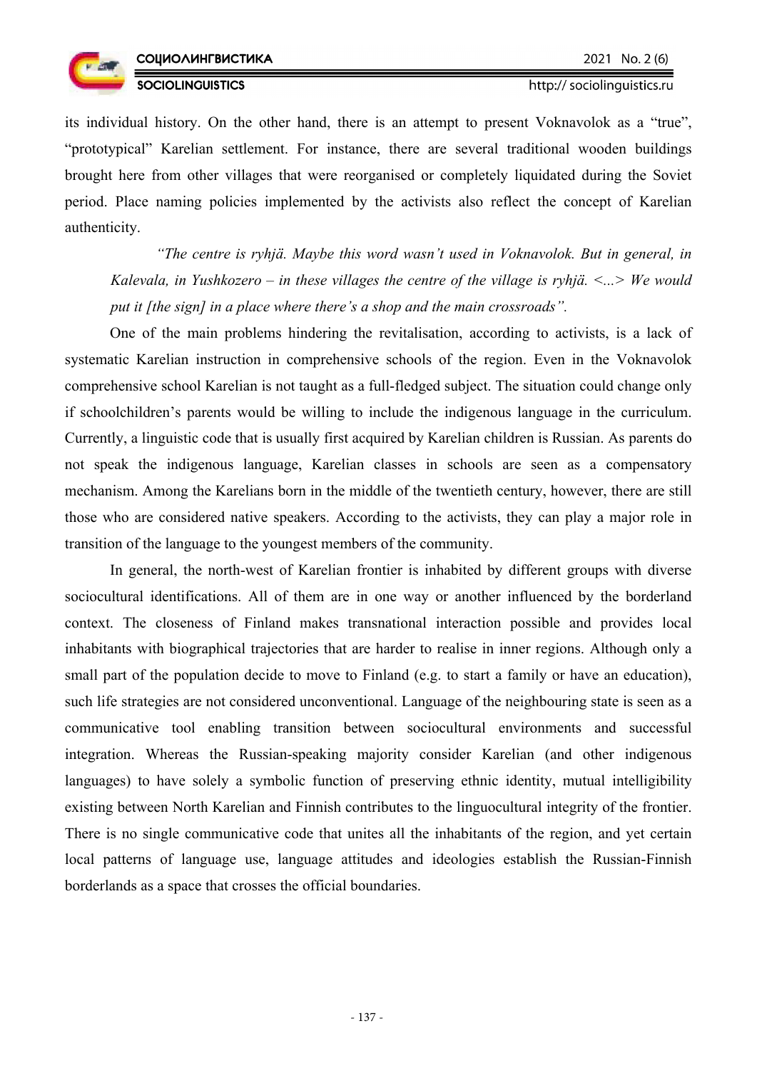its individual history. On the other hand, there is an attempt to present Voknavolok as a "true", "prototypical" Karelian settlement. For instance, there are several traditional wooden buildings brought here from other villages that were reorganised or completely liquidated during the Soviet period. Place naming policies implemented by the activists also reflect the concept of Karelian authenticity.

> *"The centre is ryhjä. Maybe this word wasn't used in Voknavolok. But in general, in Kalevala, in Yushkozero – in these villages the centre of the village is ryhjä. <...> We would put it [the sign] in a place where there's a shop and the main crossroads".*

One of the main problems hindering the revitalisation, according to activists, is a lack of systematic Karelian instruction in comprehensive schools of the region. Even in the Voknavolok comprehensive school Karelian is not taught as a full-fledged subject. The situation could change only if schoolchildren's parents would be willing to include the indigenous language in the curriculum. Currently, a linguistic code that is usually first acquired by Karelian children is Russian. As parents do not speak the indigenous language, Karelian classes in schools are seen as a compensatory mechanism. Among the Karelians born in the middle of the twentieth century, however, there are still those who are considered native speakers. According to the activists, they can play a major role in transition of the language to the youngest members of the community.

In general, the north-west of Karelian frontier is inhabited by different groups with diverse sociocultural identifications. All of them are in one way or another influenced by the borderland context. The closeness of Finland makes transnational interaction possible and provides local inhabitants with biographical trajectories that are harder to realise in inner regions. Although only a small part of the population decide to move to Finland (e.g. to start a family or have an education), such life strategies are not considered unconventional. Language of the neighbouring state is seen as a communicative tool enabling transition between sociocultural environments and successful integration. Whereas the Russian-speaking majority consider Karelian (and other indigenous languages) to have solely a symbolic function of preserving ethnic identity, mutual intelligibility existing between North Karelian and Finnish contributes to the linguocultural integrity of the frontier. There is no single communicative code that unites all the inhabitants of the region, and yet certain local patterns of language use, language attitudes and ideologies establish the Russian-Finnish borderlands as a space that crosses the official boundaries.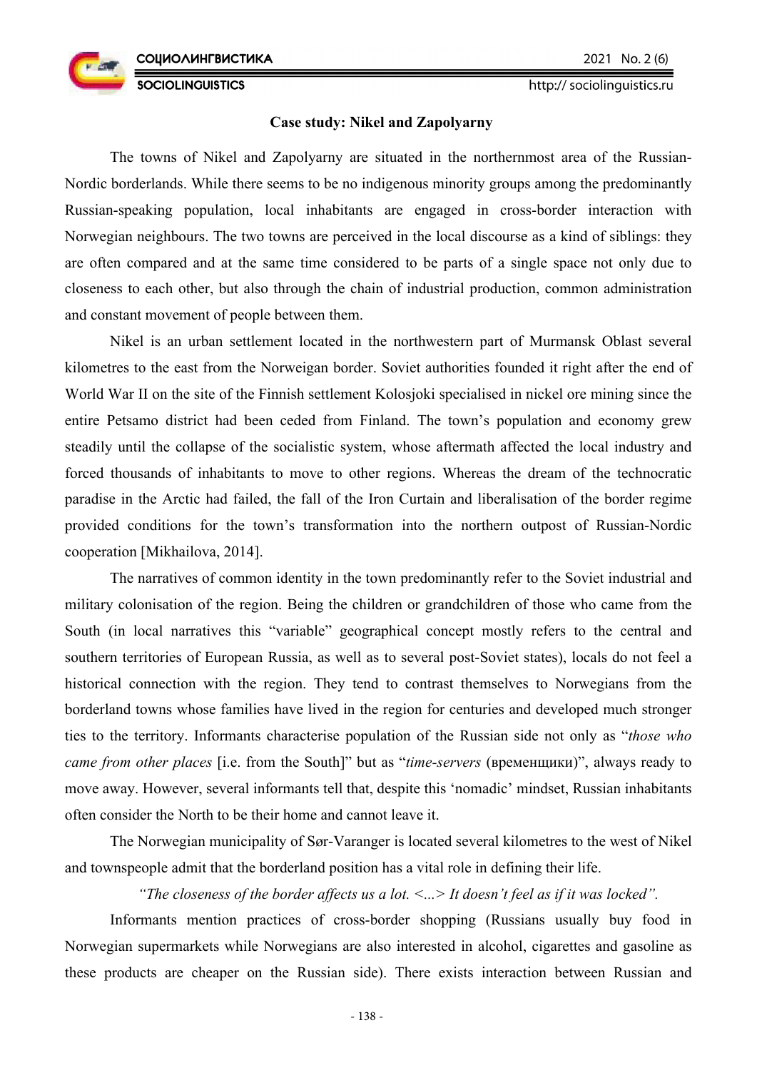### Case study: Nikel and Zapolyarny

The towns of Nikel and Zapolyarny are situated in the northernmost area of the Russian-Nordic borderlands. While there seems to be no indigenous minority groups among the predominantly Russian-speaking population, local inhabitants are engaged in cross-border interaction with Norwegian neighbours. The two towns are perceived in the local discourse as a kind of siblings: they are often compared and at the same time considered to be parts of a single space not only due to closeness to each other, but also through the chain of industrial production, common administration and constant movement of people between them.

Nikel is an urban settlement located in the northwestern part of Murmansk Oblast several kilometres to the east from the Norweigan border. Soviet authorities founded it right after the end of World War II on the site of the Finnish settlement Kolosjoki specialised in nickel ore mining since the entire Petsamo district had been ceded from Finland. The town's population and economy grew steadily until the collapse of the socialistic system, whose aftermath affected the local industry and forced thousands of inhabitants to move to other regions. Whereas the dream of the technocratic paradise in the Arctic had failed, the fall of the Iron Curtain and liberalisation of the border regime provided conditions for the town's transformation into the northern outpost of Russian-Nordic cooperation [Mikhailova, 2014].

The narratives of common identity in the town predominantly refer to the Soviet industrial and military colonisation of the region. Being the children or grandchildren of those who came from the South (in local narratives this "variable" geographical concept mostly refers to the central and southern territories of European Russia, as well as to several post-Soviet states), locals do not feel a historical connection with the region. They tend to contrast themselves to Norwegians from the borderland towns whose families have lived in the region for centuries and developed much stronger ties to the territory. Informants characterise population of the Russian side not only as "*those who came from other places* [i.e. from the South]" but as "*time-servers* (временщики)", always ready to move away. However, several informants tell that, despite this 'nomadic' mindset, Russian inhabitants often consider the North to be their home and cannot leave it.

The Norwegian municipality of Sør-Varanger is located several kilometres to the west of Nikel and townspeople admit that the borderland position has a vital role in defining their life.

> *"The closeness of the border affects us a lot. <...> It doesn't feel as if it was locked".*

Informants mention practices of cross-border shopping (Russians usually buy food in Norwegian supermarkets while Norwegians are also interested in alcohol, cigarettes and gasoline as these products are cheaper on the Russian side). There exists interaction between Russian and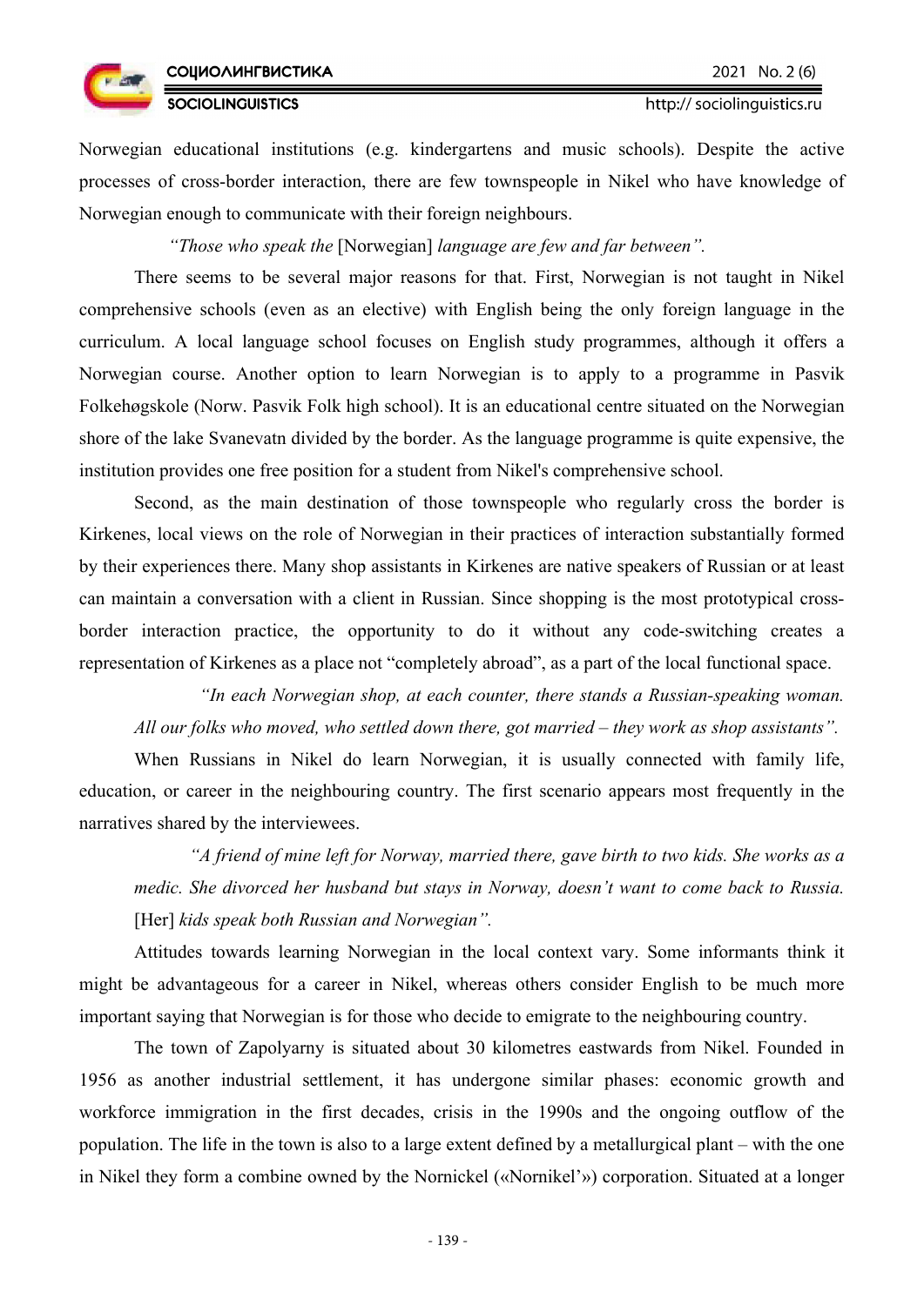Norwegian educational institutions (e.g. kindergartens and music schools). Despite the active processes of cross-border interaction, there are few townspeople in Nikel who have knowledge of Norwegian enough to communicate with their foreign neighbours.

> *"Those who speak the* [Norwegian] *language are few and far between".*

There seems to be several major reasons for that. First, Norwegian is not taught in Nikel comprehensive schools (even as an elective) with English being the only foreign language in the curriculum. A local language school focuses on English study programmes, although it offers a Norwegian course. Another option to learn Norwegian is to apply to a programme in Pasvik Folkehøgskole (Norw. Pasvik Folk high school). It is an educational centre situated on the Norwegian shore of the lake Svanevatn divided by the border. As the language programme is quite expensive, the institution provides one free position for a student from Nikel's comprehensive school.

Second, as the main destination of those townspeople who regularly cross the border is Kirkenes, local views on the role of Norwegian in their practices of interaction substantially formed by their experiences there. Many shop assistants in Kirkenes are native speakers of Russian or at least can maintain a conversation with a client in Russian. Since shopping is the most prototypical cross-border interaction practice, the opportunity to do it without any code-switching creates a representation of Kirkenes as a place not "completely abroad", as a part of the local functional space.

> *"In each Norwegian shop, at each counter, there stands a Russian-speaking woman. All our folks who moved, who settled down there, got married – they work as shop assistants".*

When Russians in Nikel do learn Norwegian, it is usually connected with family life, education, or career in the neighbouring country. The first scenario appears most frequently in the narratives shared by the interviewees.

> *"A friend of mine left for Norway, married there, gave birth to two kids. She works as a medic. She divorced her husband but stays in Norway, doesn't want to come back to Russia.* [Her] *kids speak both Russian and Norwegian".*

Attitudes towards learning Norwegian in the local context vary. Some informants think it might be advantageous for a career in Nikel, whereas others consider English to be much more important saying that Norwegian is for those who decide to emigrate to the neighbouring country.

The town of Zapolyarny is situated about 30 kilometres eastwards from Nikel. Founded in 1956 as another industrial settlement, it has undergone similar phases: economic growth and workforce immigration in the first decades, crisis in the 1990s and the ongoing outflow of the population. The life in the town is also to a large extent defined by a metallurgical plant – with the one in Nikel they form a combine owned by the Nornickel («Nornikel'») corporation. Situated at a longer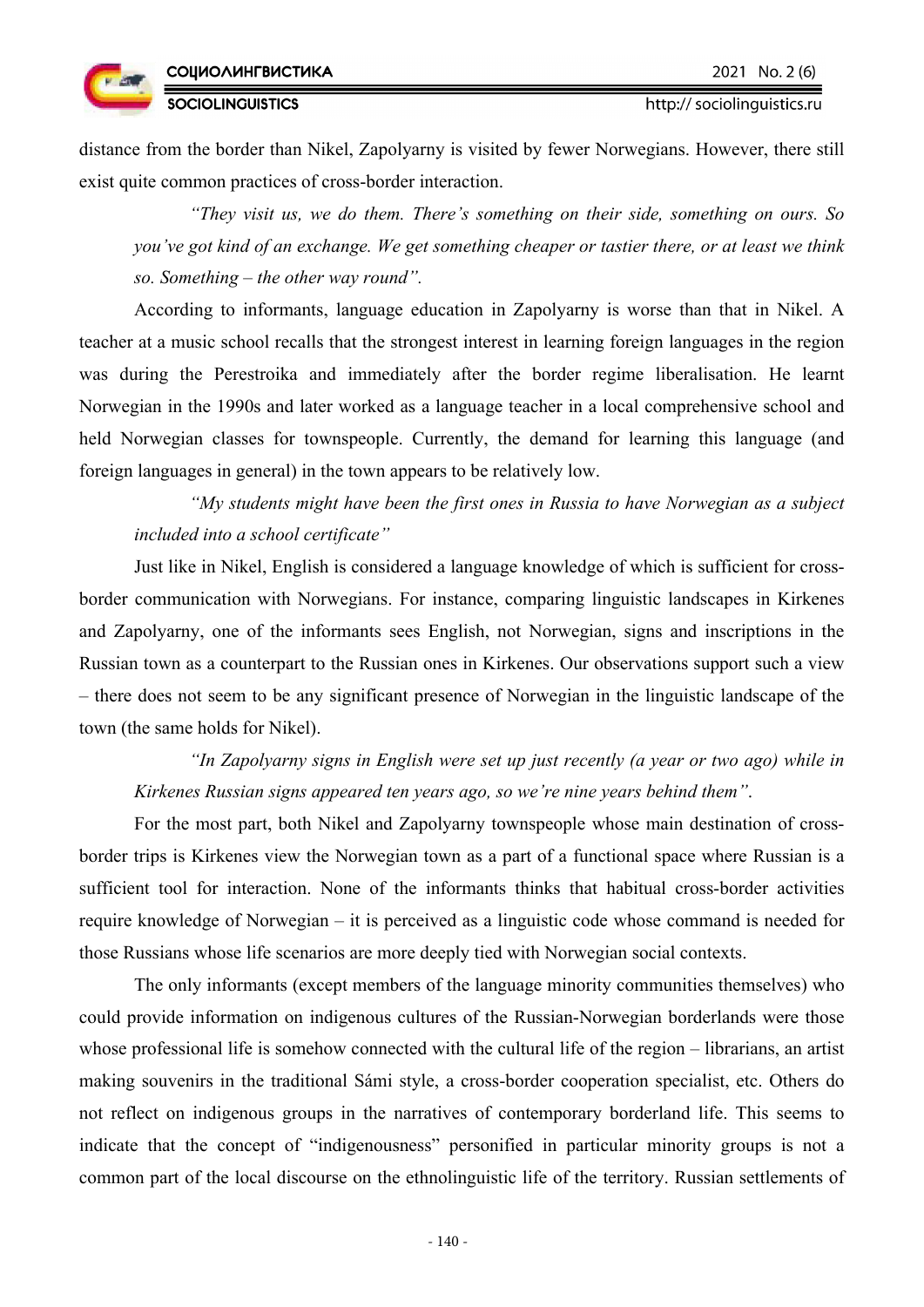distance from the border than Nikel, Zapolyarny is visited by fewer Norwegians. However, there still exist quite common practices of cross-border interaction.

> *"They visit us, we do them. There's something on their side, something on ours. So you've got kind of an exchange. We get something cheaper or tastier there, or at least we think so. Something – the other way round".*

According to informants, language education in Zapolyarny is worse than that in Nikel. A teacher at a music school recalls that the strongest interest in learning foreign languages in the region was during the Perestroika and immediately after the border regime liberalisation. He learnt Norwegian in the 1990s and later worked as a language teacher in a local comprehensive school and held Norwegian classes for townspeople. Currently, the demand for learning this language (and foreign languages in general) in the town appears to be relatively low.

> *"My students might have been the first ones in Russia to have Norwegian as a subject included into a school certificate"*

Just like in Nikel, English is considered a language knowledge of which is sufficient for cross-border communication with Norwegians. For instance, comparing linguistic landscapes in Kirkenes and Zapolyarny, one of the informants sees English, not Norwegian, signs and inscriptions in the Russian town as a counterpart to the Russian ones in Kirkenes. Our observations support such a view – there does not seem to be any significant presence of Norwegian in the linguistic landscape of the town (the same holds for Nikel).

> *"In Zapolyarny signs in English were set up just recently (a year or two ago) while in Kirkenes Russian signs appeared ten years ago, so we're nine years behind them".*

For the most part, both Nikel and Zapolyarny townspeople whose main destination of cross-border trips is Kirkenes view the Norwegian town as a part of a functional space where Russian is a sufficient tool for interaction. None of the informants thinks that habitual cross-border activities require knowledge of Norwegian – it is perceived as a linguistic code whose command is needed for those Russians whose life scenarios are more deeply tied with Norwegian social contexts.

The only informants (except members of the language minority communities themselves) who could provide information on indigenous cultures of the Russian-Norwegian borderlands were those whose professional life is somehow connected with the cultural life of the region – librarians, an artist making souvenirs in the traditional Sámi style, a cross-border cooperation specialist, etc. Others do not reflect on indigenous groups in the narratives of contemporary borderland life. This seems to indicate that the concept of "indigenousness" personified in particular minority groups is not a common part of the local discourse on the ethnolinguistic life of the territory. Russian settlements of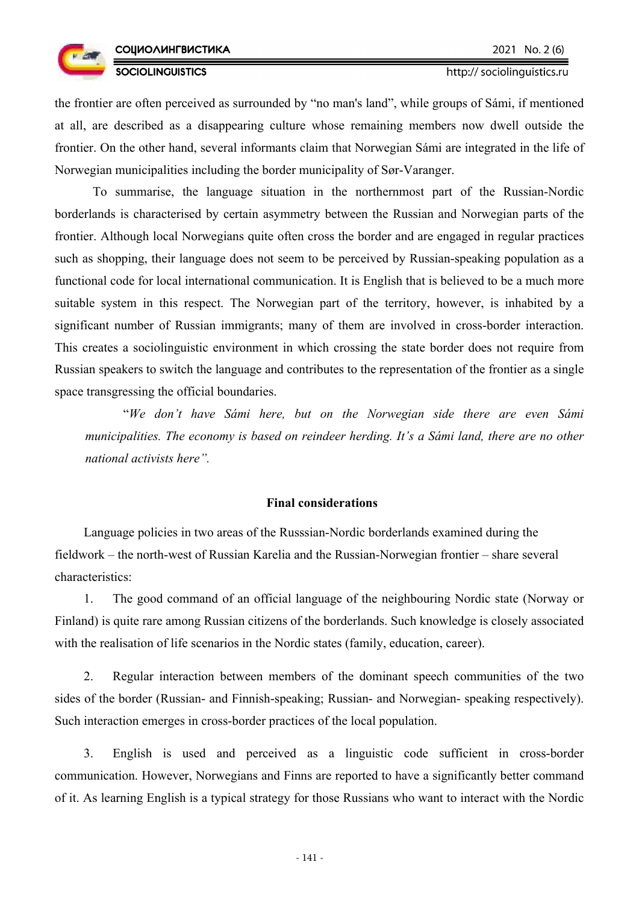the frontier are often perceived as surrounded by "no man's land", while groups of Sámi, if mentioned at all, are described as a disappearing culture whose remaining members now dwell outside the frontier. On the other hand, several informants claim that Norwegian Sámi are integrated in the life of Norwegian municipalities including the border municipality of Sør-Varanger.

To summarise, the language situation in the northernmost part of the Russian-Nordic borderlands is characterised by certain asymmetry between the Russian and Norwegian parts of the frontier. Although local Norwegians quite often cross the border and are engaged in regular practices such as shopping, their language does not seem to be perceived by Russian-speaking population as a functional code for local international communication. It is English that is believed to be a much more suitable system in this respect. The Norwegian part of the territory, however, is inhabited by a significant number of Russian immigrants; many of them are involved in cross-border interaction. This creates a sociolinguistic environment in which crossing the state border does not require from Russian speakers to switch the language and contributes to the representation of the frontier as a single space transgressing the official boundaries.

> "*We don't have Sámi here, but on the Norwegian side there are even Sámi municipalities. The economy is based on reindeer herding. It's a Sámi land, there are no other national activists here*".

## Final considerations

Language policies in two areas of the Russsian-Nordic borderlands examined during the fieldwork – the north-west of Russian Karelia and the Russian-Norwegian frontier – share several characteristics:

1. The good command of an official language of the neighbouring Nordic state (Norway or Finland) is quite rare among Russian citizens of the borderlands. Such knowledge is closely associated with the realisation of life scenarios in the Nordic states (family, education, career).

2. Regular interaction between members of the dominant speech communities of the two sides of the border (Russian- and Finnish-speaking; Russian- and Norwegian- speaking respectively). Such interaction emerges in cross-border practices of the local population.

3. English is used and perceived as a linguistic code sufficient in cross-border communication. However, Norwegians and Finns are reported to have a significantly better command of it. As learning English is a typical strategy for those Russians who want to interact with the Nordic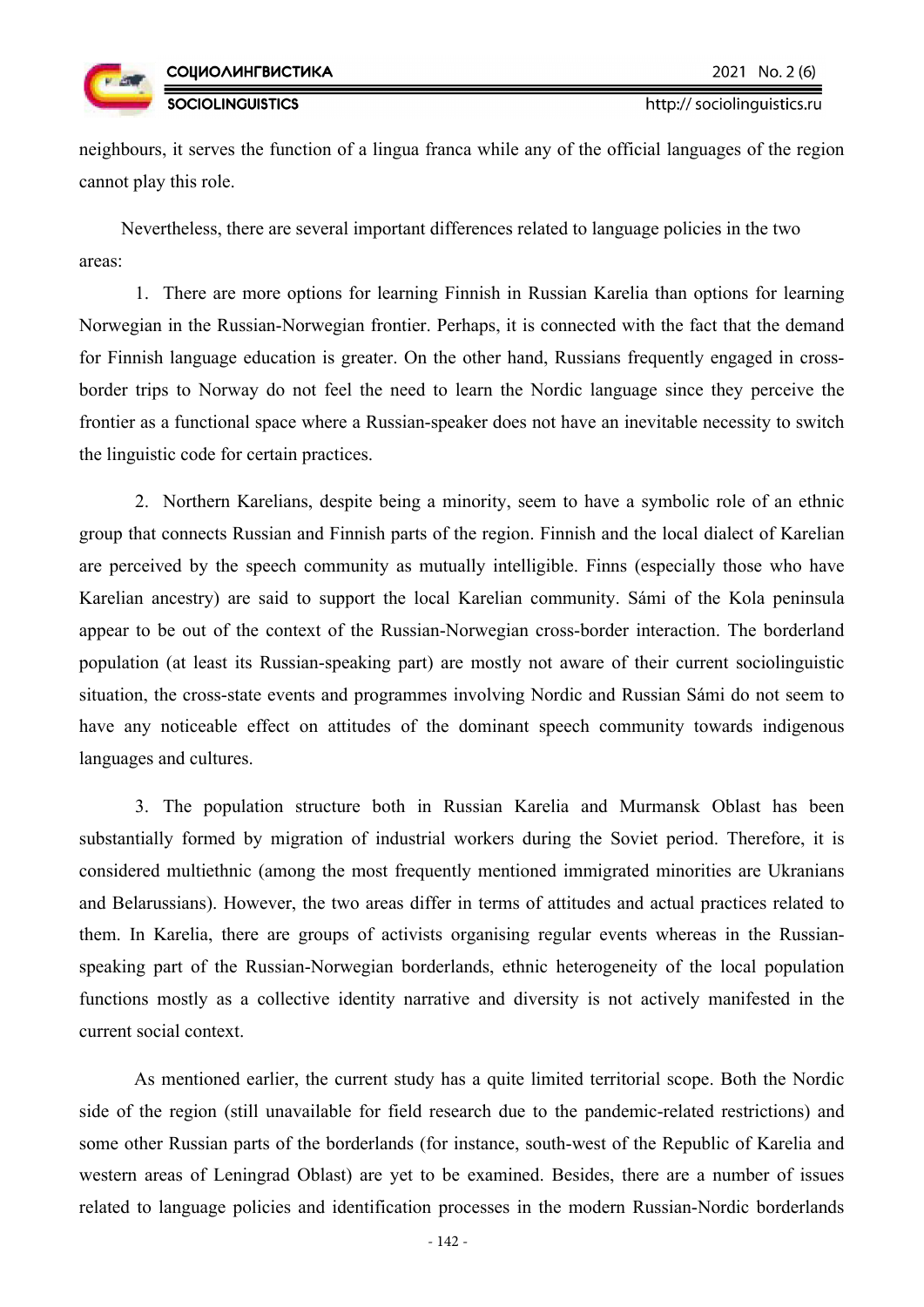neighbours, it serves the function of a lingua franca while any of the official languages of the region cannot play this role.

Nevertheless, there are several important differences related to language policies in the two areas:

1. There are more options for learning Finnish in Russian Karelia than options for learning Norwegian in the Russian-Norwegian frontier. Perhaps, it is connected with the fact that the demand for Finnish language education is greater. On the other hand, Russians frequently engaged in cross-border trips to Norway do not feel the need to learn the Nordic language since they perceive the frontier as a functional space where a Russian-speaker does not have an inevitable necessity to switch the linguistic code for certain practices.

2. Northern Karelians, despite being a minority, seem to have a symbolic role of an ethnic group that connects Russian and Finnish parts of the region. Finnish and the local dialect of Karelian are perceived by the speech community as mutually intelligible. Finns (especially those who have Karelian ancestry) are said to support the local Karelian community. Sámi of the Kola peninsula appear to be out of the context of the Russian-Norwegian cross-border interaction. The borderland population (at least its Russian-speaking part) are mostly not aware of their current sociolinguistic situation, the cross-state events and programmes involving Nordic and Russian Sámi do not seem to have any noticeable effect on attitudes of the dominant speech community towards indigenous languages and cultures.

3. The population structure both in Russian Karelia and Murmansk Oblast has been substantially formed by migration of industrial workers during the Soviet period. Therefore, it is considered multiethnic (among the most frequently mentioned immigrated minorities are Ukranians and Belarussians). However, the two areas differ in terms of attitudes and actual practices related to them. In Karelia, there are groups of activists organising regular events whereas in the Russian-speaking part of the Russian-Norwegian borderlands, ethnic heterogeneity of the local population functions mostly as a collective identity narrative and diversity is not actively manifested in the current social context.

As mentioned earlier, the current study has a quite limited territorial scope. Both the Nordic side of the region (still unavailable for field research due to the pandemic-related restrictions) and some other Russian parts of the borderlands (for instance, south-west of the Republic of Karelia and western areas of Leningrad Oblast) are yet to be examined. Besides, there are a number of issues related to language policies and identification processes in the modern Russian-Nordic borderlands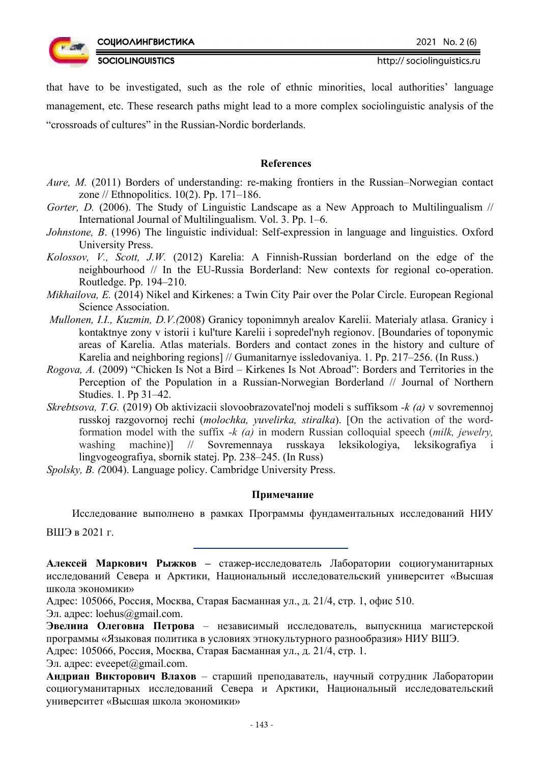that have to be investigated, such as the role of ethnic minorities, local authorities' language management, etc. These research paths might lead to a more complex sociolinguistic analysis of the "crossroads of cultures" in the Russian-Nordic borderlands.

### References

*Aure, M.* (2011) Borders of understanding: re-making frontiers in the Russian–Norwegian contact zone // Ethnopolitics. 10(2). Pp. 171–186.

*Gorter, D.* (2006). The Study of Linguistic Landscape as a New Approach to Multilingualism // International Journal of Multilingualism. Vol. 3. Pp. 1–6.

*Johnstone, B*. (1996) The linguistic individual: Self-expression in language and linguistics. Oxford University Press.

*Kolossov, V., Scott, J.W.* (2012) Karelia: A Finnish-Russian borderland on the edge of the neighbourhood // In the EU-Russia Borderland: New contexts for regional co-operation. Routledge. Pp. 194–210.

*Mikhailova, E.* (2014) Nikel and Kirkenes: a Twin City Pair over the Polar Circle. European Regional Science Association.

*Mullonen, I.I., Kuzmin, D.V.(*2008) Granicy toponimnyh arealov Karelii. Materialy atlasa. Granicy i kontaktnye zony v istorii i kul'ture Karelii i sopredel'nyh regionov. [Boundaries of toponymic areas of Karelia. Atlas materials. Borders and contact zones in the history and culture of Karelia and neighboring regions] // Gumanitarnye issledovaniya. 1. Pp. 217–256. (In Russ.)

*Rogova, A.* (2009) "Chicken Is Not a Bird – Kirkenes Is Not Abroad": Borders and Territories in the Perception of the Population in a Russian-Norwegian Borderland // Journal of Northern Studies. 1. Pp 31–42.

*Skrebtsova, T.G.* (2019) Ob aktivizacii slovoobrazovatel'noj modeli s suffiksom *-k (a)* v sovremennoj russkoj razgovornoj rechi (*molochka, yuvelirka, stiralka*). [On the activation of the word-formation model with the suffix *-k (a)* in modern Russian colloquial speech (*milk, jewelry,* washing machine)] // Sovremennaya russkaya leksikologiya, leksikografiya i lingvogeografiya, sbornik statej. Pp. 238–245. (In Russ)

*Spolsky, B. (*2004). Language policy. Cambridge University Press.

### Примечание

Исследование выполнено в рамках Программы фундаментальных исследований НИУ ВШЭ в 2021 г.

---

**Алексей Маркович Рыжков –** стажер-исследователь Лаборатории социогуманитарных исследований Севера и Арктики, Национальный исследовательский университет «Высшая школа экономики»

Адрес: 105066, Россия, Москва, Старая Басманная ул., д. 21/4, стр. 1, офис 510.

Эл. адрес: loehus@gmail.com.

**Эвелина Олеговна Петрова** – независимый исследователь, выпускница магистерской программы «Языковая политика в условиях этнокультурного разнообразия» НИУ ВШЭ.

Адрес: 105066, Россия, Москва, Старая Басманная ул., д. 21/4, стр. 1.

Эл. адрес: eveepet@gmail.com.

**Андриан Викторович Влахов** – старший преподаватель, научный сотрудник Лаборатории социогуманитарных исследований Севера и Арктики, Национальный исследовательский университет «Высшая школа экономики»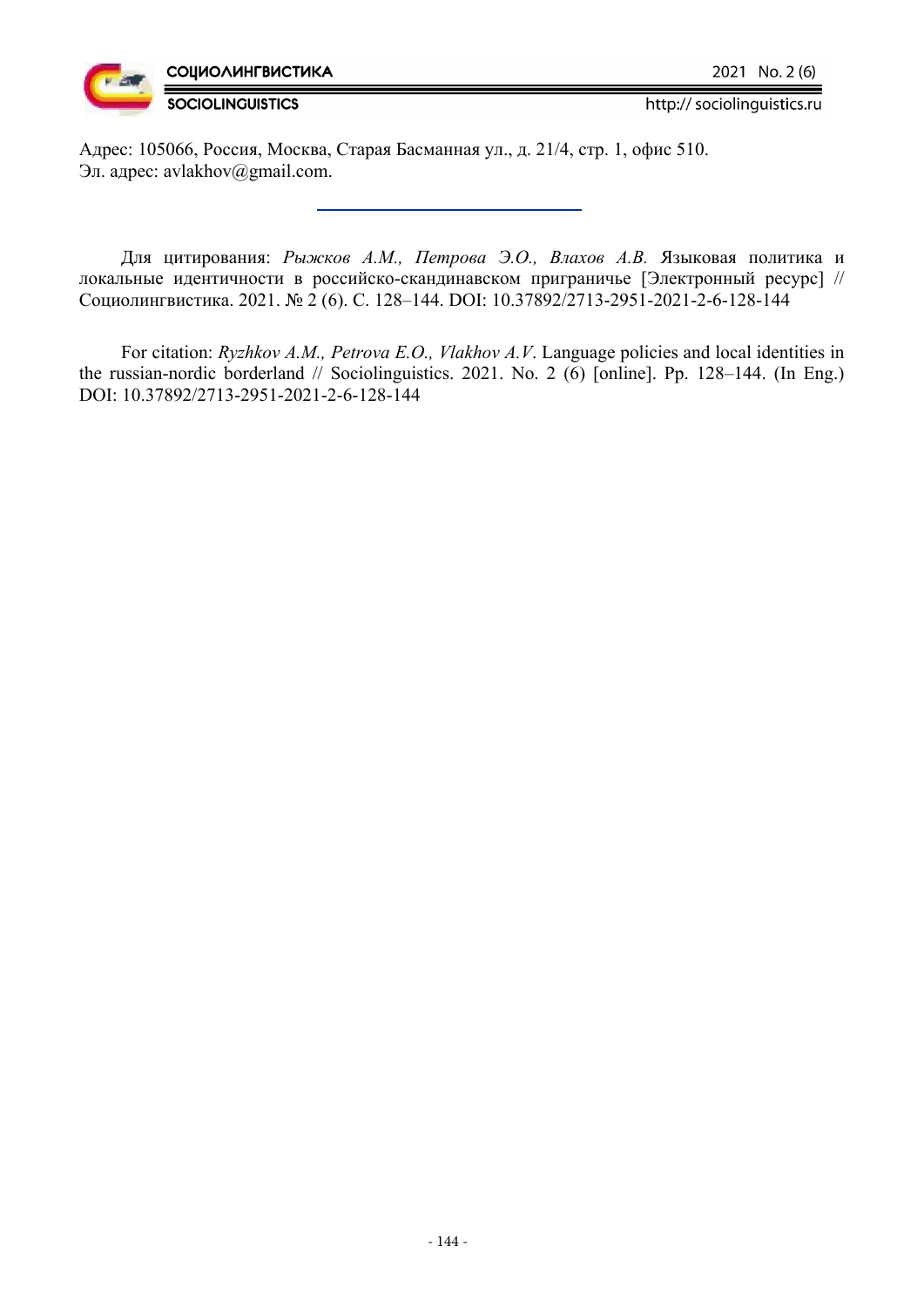Адрес: 105066, Россия, Москва, Старая Басманная ул., д. 21/4, стр. 1, офис 510.
Эл. адрес: avlakhov@gmail.com.

---

Для цитирования: *Рыжков А.М., Петрова Э.О., Влахов А.В.* Языковая политика и локальные идентичности в российско-скандинавском приграничье [Электронный ресурс] // Социолингвистика. 2021. № 2 (6). С. 128–144. DOI: 10.37892/2713-2951-2021-2-6-128-144

For citation: *Ryzhkov A.M., Petrova E.O., Vlakhov A.V*. Language policies and local identities in the russian-nordic borderland // Sociolinguistics. 2021. No. 2 (6) [online]. Pp. 128–144. (In Eng.) DOI: 10.37892/2713-2951-2021-2-6-128-144